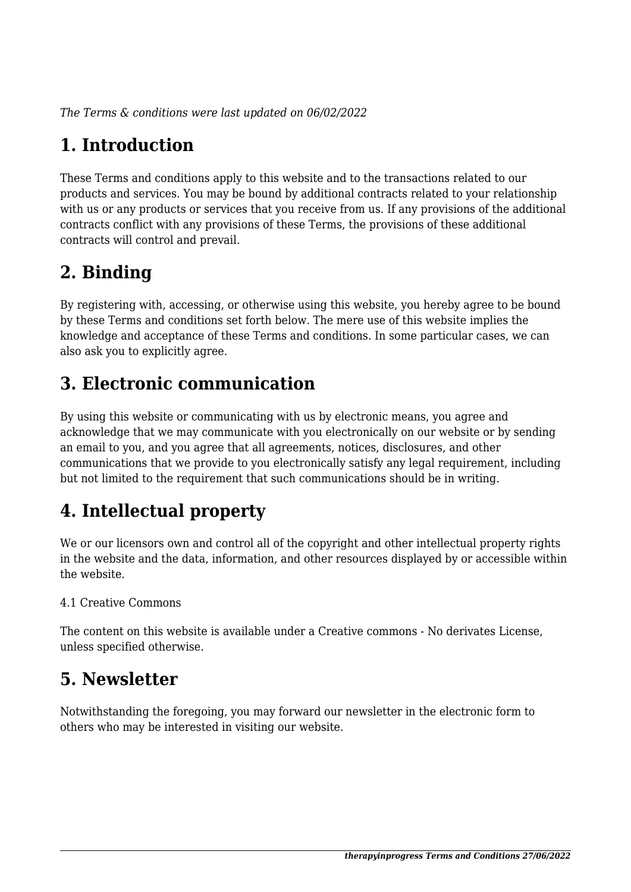*The Terms & conditions were last updated on 06/02/2022*

## 1. Introduction

These Terms and conditions apply to this website and to the transactions related to our products and services. You may be bound by additional contracts related to your relationship with us or any products or services that you receive from us. If any provisions of the additional contracts conflict with any provisions of these Terms, the provisions of these additional contracts will control and prevail.

## 2. Binding

By registering with, accessing, or otherwise using this website, you hereby agree to be bound by these Terms and conditions set forth below. The mere use of this website implies the knowledge and acceptance of these Terms and conditions. In some particular cases, we can also ask you to explicitly agree.

## 3. Electronic communication

By using this website or communicating with us by electronic means, you agree and acknowledge that we may communicate with you electronically on our website or by sending an email to you, and you agree that all agreements, notices, disclosures, and other communications that we provide to you electronically satisfy any legal requirement, including but not limited to the requirement that such communications should be in writing.

## 4. Intellectual property

We or our licensors own and control all of the copyright and other intellectual property rights in the website and the data, information, and other resources displayed by or accessible within the website.

4.1 Creative Commons

The content on this website is available under a Creative commons - No derivates License, unless specified otherwise.

## 5. Newsletter

Notwithstanding the foregoing, you may forward our newsletter in the electronic form to others who may be interested in visiting our website.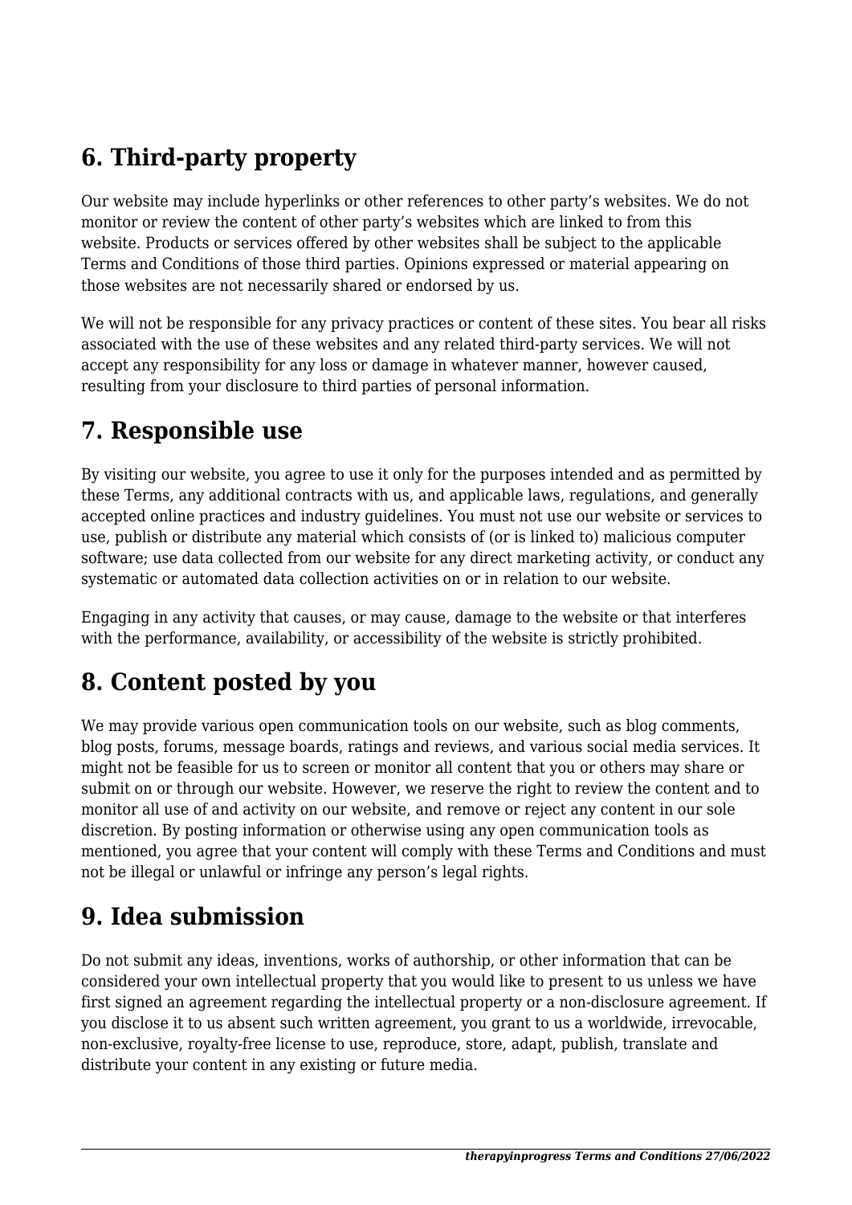## 6. Third-party property

Our website may include hyperlinks or other references to other party's websites. We do not monitor or review the content of other party's websites which are linked to from this website. Products or services offered by other websites shall be subject to the applicable Terms and Conditions of those third parties. Opinions expressed or material appearing on those websites are not necessarily shared or endorsed by us.

We will not be responsible for any privacy practices or content of these sites. You bear all risks associated with the use of these websites and any related third-party services. We will not accept any responsibility for any loss or damage in whatever manner, however caused, resulting from your disclosure to third parties of personal information.

## 7. Responsible use

By visiting our website, you agree to use it only for the purposes intended and as permitted by these Terms, any additional contracts with us, and applicable laws, regulations, and generally accepted online practices and industry guidelines. You must not use our website or services to use, publish or distribute any material which consists of (or is linked to) malicious computer software; use data collected from our website for any direct marketing activity, or conduct any systematic or automated data collection activities on or in relation to our website.

Engaging in any activity that causes, or may cause, damage to the website or that interferes with the performance, availability, or accessibility of the website is strictly prohibited.

## 8. Content posted by you

We may provide various open communication tools on our website, such as blog comments, blog posts, forums, message boards, ratings and reviews, and various social media services. It might not be feasible for us to screen or monitor all content that you or others may share or submit on or through our website. However, we reserve the right to review the content and to monitor all use of and activity on our website, and remove or reject any content in our sole discretion. By posting information or otherwise using any open communication tools as mentioned, you agree that your content will comply with these Terms and Conditions and must not be illegal or unlawful or infringe any person's legal rights.

## 9. Idea submission

Do not submit any ideas, inventions, works of authorship, or other information that can be considered your own intellectual property that you would like to present to us unless we have first signed an agreement regarding the intellectual property or a non-disclosure agreement. If you disclose it to us absent such written agreement, you grant to us a worldwide, irrevocable, non-exclusive, royalty-free license to use, reproduce, store, adapt, publish, translate and distribute your content in any existing or future media.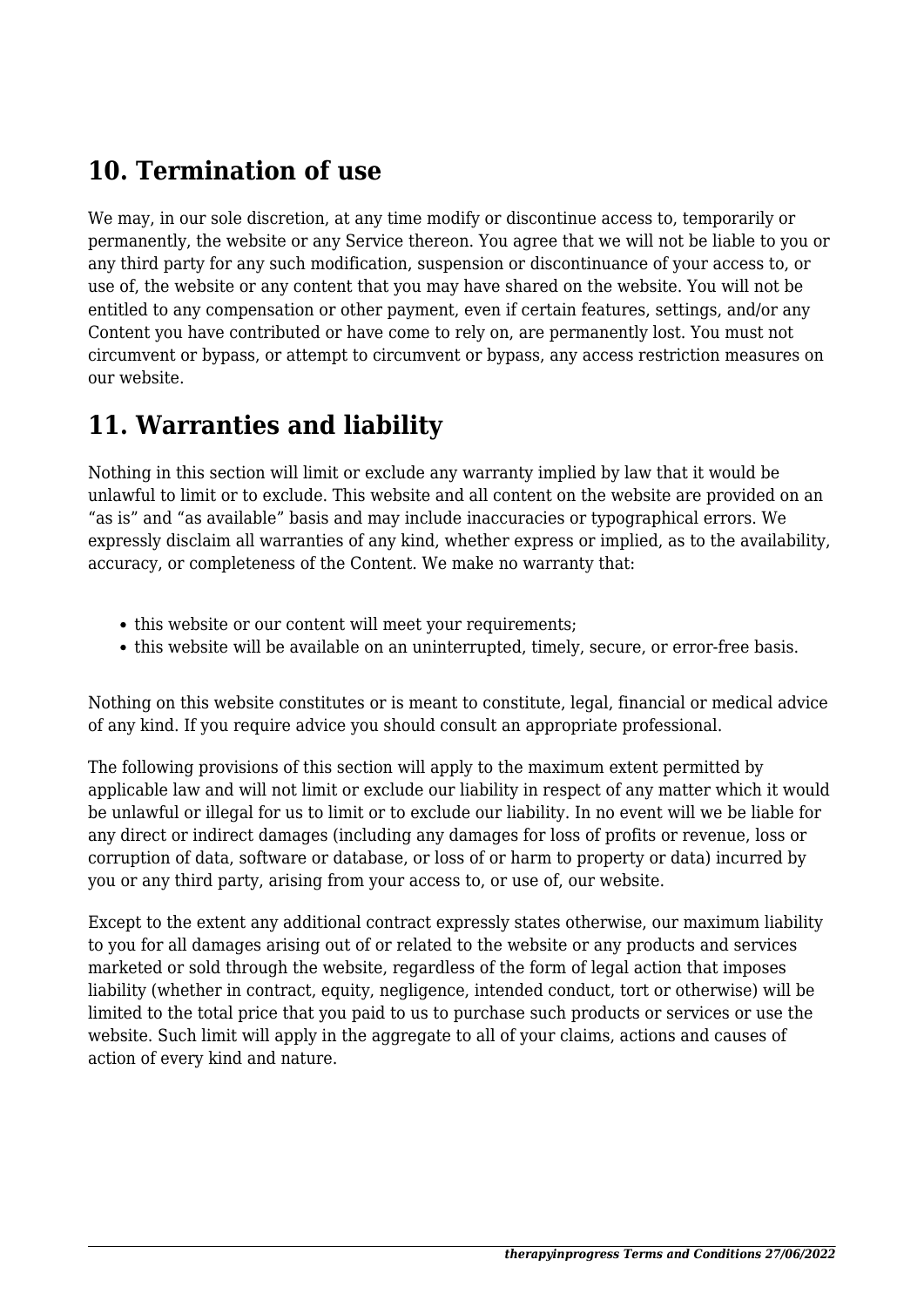## 10. Termination of use

We may, in our sole discretion, at any time modify or discontinue access to, temporarily or permanently, the website or any Service thereon. You agree that we will not be liable to you or any third party for any such modification, suspension or discontinuance of your access to, or use of, the website or any content that you may have shared on the website. You will not be entitled to any compensation or other payment, even if certain features, settings, and/or any Content you have contributed or have come to rely on, are permanently lost. You must not circumvent or bypass, or attempt to circumvent or bypass, any access restriction measures on our website.

## 11. Warranties and liability

Nothing in this section will limit or exclude any warranty implied by law that it would be unlawful to limit or to exclude. This website and all content on the website are provided on an "as is" and "as available" basis and may include inaccuracies or typographical errors. We expressly disclaim all warranties of any kind, whether express or implied, as to the availability, accuracy, or completeness of the Content. We make no warranty that:

- this website or our content will meet your requirements;
- this website will be available on an uninterrupted, timely, secure, or error-free basis.

Nothing on this website constitutes or is meant to constitute, legal, financial or medical advice of any kind. If you require advice you should consult an appropriate professional.

The following provisions of this section will apply to the maximum extent permitted by applicable law and will not limit or exclude our liability in respect of any matter which it would be unlawful or illegal for us to limit or to exclude our liability. In no event will we be liable for any direct or indirect damages (including any damages for loss of profits or revenue, loss or corruption of data, software or database, or loss of or harm to property or data) incurred by you or any third party, arising from your access to, or use of, our website.

Except to the extent any additional contract expressly states otherwise, our maximum liability to you for all damages arising out of or related to the website or any products and services marketed or sold through the website, regardless of the form of legal action that imposes liability (whether in contract, equity, negligence, intended conduct, tort or otherwise) will be limited to the total price that you paid to us to purchase such products or services or use the website. Such limit will apply in the aggregate to all of your claims, actions and causes of action of every kind and nature.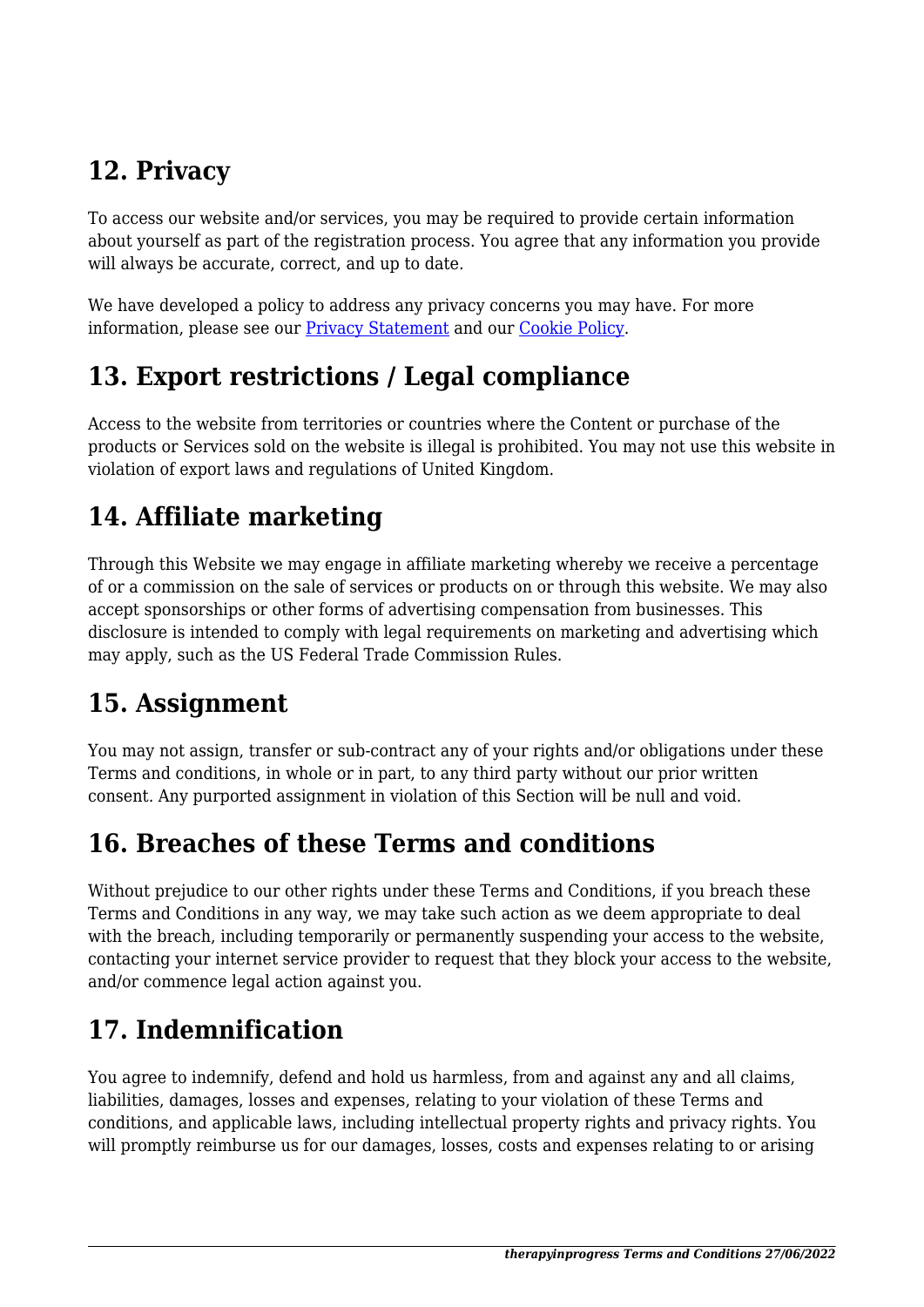## 12. Privacy

To access our website and/or services, you may be required to provide certain information about yourself as part of the registration process. You agree that any information you provide will always be accurate, correct, and up to date.

We have developed a policy to address any privacy concerns you may have. For more information, please see our [Privacy Statement] and our [Cookie Policy].

## 13. Export restrictions / Legal compliance

Access to the website from territories or countries where the Content or purchase of the products or Services sold on the website is illegal is prohibited. You may not use this website in violation of export laws and regulations of United Kingdom.

## 14. Affiliate marketing

Through this Website we may engage in affiliate marketing whereby we receive a percentage of or a commission on the sale of services or products on or through this website. We may also accept sponsorships or other forms of advertising compensation from businesses. This disclosure is intended to comply with legal requirements on marketing and advertising which may apply, such as the US Federal Trade Commission Rules.

## 15. Assignment

You may not assign, transfer or sub-contract any of your rights and/or obligations under these Terms and conditions, in whole or in part, to any third party without our prior written consent. Any purported assignment in violation of this Section will be null and void.

## 16. Breaches of these Terms and conditions

Without prejudice to our other rights under these Terms and Conditions, if you breach these Terms and Conditions in any way, we may take such action as we deem appropriate to deal with the breach, including temporarily or permanently suspending your access to the website, contacting your internet service provider to request that they block your access to the website, and/or commence legal action against you.

## 17. Indemnification

You agree to indemnify, defend and hold us harmless, from and against any and all claims, liabilities, damages, losses and expenses, relating to your violation of these Terms and conditions, and applicable laws, including intellectual property rights and privacy rights. You will promptly reimburse us for our damages, losses, costs and expenses relating to or arising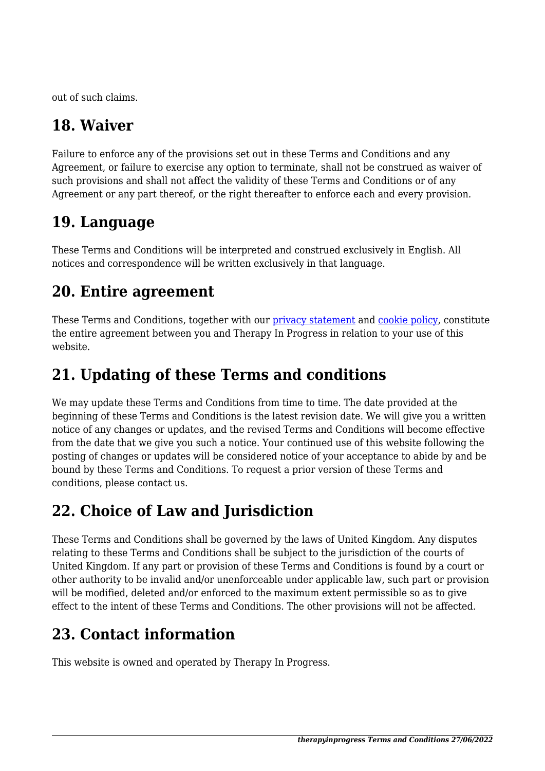out of such claims.

## 18. Waiver

Failure to enforce any of the provisions set out in these Terms and Conditions and any Agreement, or failure to exercise any option to terminate, shall not be construed as waiver of such provisions and shall not affect the validity of these Terms and Conditions or of any Agreement or any part thereof, or the right thereafter to enforce each and every provision.

## 19. Language

These Terms and Conditions will be interpreted and construed exclusively in English. All notices and correspondence will be written exclusively in that language.

## 20. Entire agreement

These Terms and Conditions, together with our privacy statement and cookie policy, constitute the entire agreement between you and Therapy In Progress in relation to your use of this website.

## 21. Updating of these Terms and conditions

We may update these Terms and Conditions from time to time. The date provided at the beginning of these Terms and Conditions is the latest revision date. We will give you a written notice of any changes or updates, and the revised Terms and Conditions will become effective from the date that we give you such a notice. Your continued use of this website following the posting of changes or updates will be considered notice of your acceptance to abide by and be bound by these Terms and Conditions. To request a prior version of these Terms and conditions, please contact us.

## 22. Choice of Law and Jurisdiction

These Terms and Conditions shall be governed by the laws of United Kingdom. Any disputes relating to these Terms and Conditions shall be subject to the jurisdiction of the courts of United Kingdom. If any part or provision of these Terms and Conditions is found by a court or other authority to be invalid and/or unenforceable under applicable law, such part or provision will be modified, deleted and/or enforced to the maximum extent permissible so as to give effect to the intent of these Terms and Conditions. The other provisions will not be affected.

## 23. Contact information

This website is owned and operated by Therapy In Progress.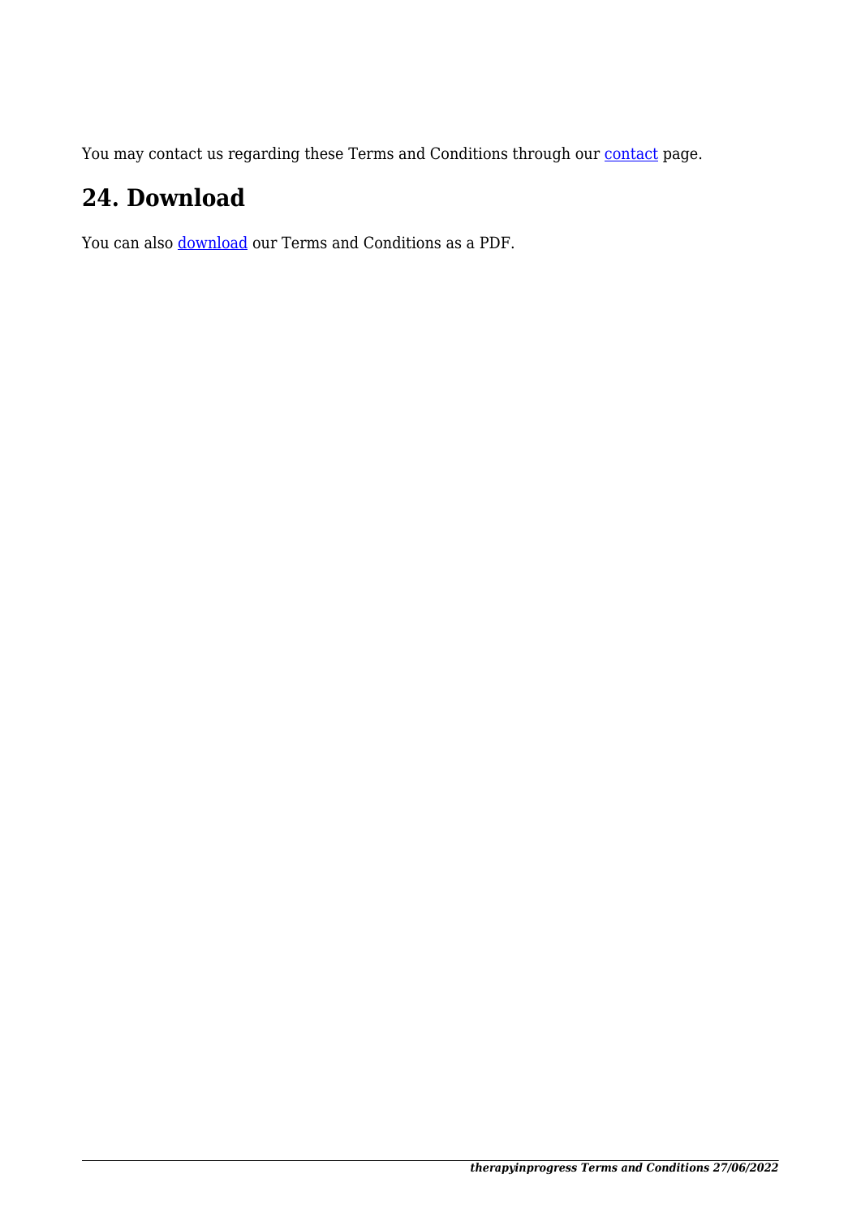You may contact us regarding these Terms and Conditions through our contact page.

## 24. Download

You can also download our Terms and Conditions as a PDF.